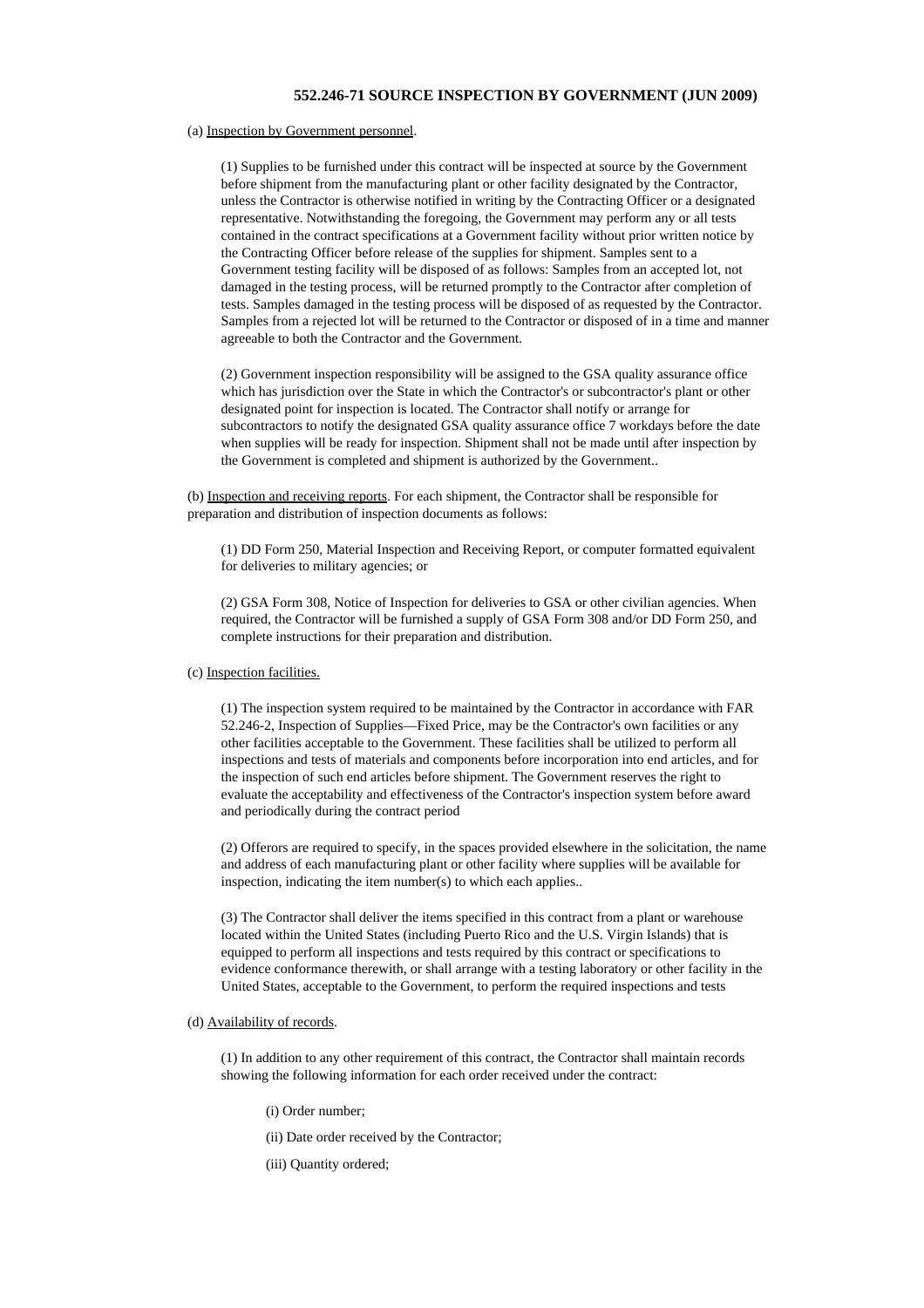## 552.246-71 SOURCE INSPECTION BY GOVERNMENT (JUN 2009)

(a) Inspection by Government personnel.

(1) Supplies to be furnished under this contract will be inspected at source by the Government before shipment from the manufacturing plant or other facility designated by the Contractor, unless the Contractor is otherwise notified in writing by the Contracting Officer or a designated representative. Notwithstanding the foregoing, the Government may perform any or all tests contained in the contract specifications at a Government facility without prior written notice by the Contracting Officer before release of the supplies for shipment. Samples sent to a Government testing facility will be disposed of as follows: Samples from an accepted lot, not damaged in the testing process, will be returned promptly to the Contractor after completion of tests. Samples damaged in the testing process will be disposed of as requested by the Contractor. Samples from a rejected lot will be returned to the Contractor or disposed of in a time and manner agreeable to both the Contractor and the Government.

(2) Government inspection responsibility will be assigned to the GSA quality assurance office which has jurisdiction over the State in which the Contractor's or subcontractor's plant or other designated point for inspection is located. The Contractor shall notify or arrange for subcontractors to notify the designated GSA quality assurance office 7 workdays before the date when supplies will be ready for inspection. Shipment shall not be made until after inspection by the Government is completed and shipment is authorized by the Government..

(b) Inspection and receiving reports. For each shipment, the Contractor shall be responsible for preparation and distribution of inspection documents as follows:

(1) DD Form 250, Material Inspection and Receiving Report, or computer formatted equivalent for deliveries to military agencies; or

(2) GSA Form 308, Notice of Inspection for deliveries to GSA or other civilian agencies. When required, the Contractor will be furnished a supply of GSA Form 308 and/or DD Form 250, and complete instructions for their preparation and distribution.

(c) Inspection facilities.

(1) The inspection system required to be maintained by the Contractor in accordance with FAR 52.246-2, Inspection of Supplies—Fixed Price, may be the Contractor's own facilities or any other facilities acceptable to the Government. These facilities shall be utilized to perform all inspections and tests of materials and components before incorporation into end articles, and for the inspection of such end articles before shipment. The Government reserves the right to evaluate the acceptability and effectiveness of the Contractor's inspection system before award and periodically during the contract period

(2) Offerors are required to specify, in the spaces provided elsewhere in the solicitation, the name and address of each manufacturing plant or other facility where supplies will be available for inspection, indicating the item number(s) to which each applies..

(3) The Contractor shall deliver the items specified in this contract from a plant or warehouse located within the United States (including Puerto Rico and the U.S. Virgin Islands) that is equipped to perform all inspections and tests required by this contract or specifications to evidence conformance therewith, or shall arrange with a testing laboratory or other facility in the United States, acceptable to the Government, to perform the required inspections and tests

(d) Availability of records.

(1) In addition to any other requirement of this contract, the Contractor shall maintain records showing the following information for each order received under the contract:

(i) Order number;

(ii) Date order received by the Contractor;

(iii) Quantity ordered;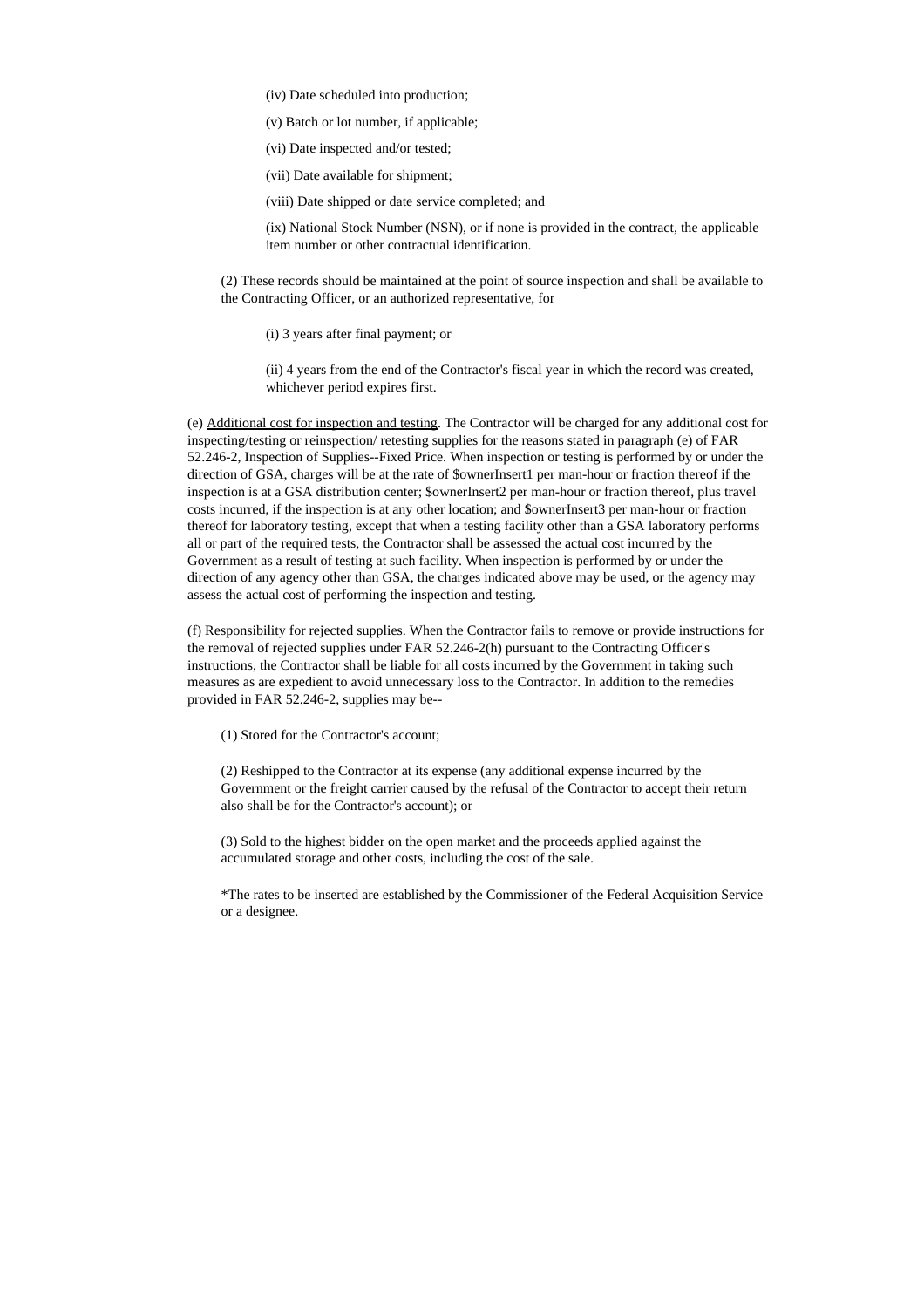(iv) Date scheduled into production;

(v) Batch or lot number, if applicable;

(vi) Date inspected and/or tested;

(vii) Date available for shipment;

(viii) Date shipped or date service completed; and

(ix) National Stock Number (NSN), or if none is provided in the contract, the applicable item number or other contractual identification.

(2) These records should be maintained at the point of source inspection and shall be available to the Contracting Officer, or an authorized representative, for

(i) 3 years after final payment; or

(ii) 4 years from the end of the Contractor's fiscal year in which the record was created, whichever period expires first.

(e) Additional cost for inspection and testing. The Contractor will be charged for any additional cost for inspecting/testing or reinspection/ retesting supplies for the reasons stated in paragraph (e) of FAR 52.246-2, Inspection of Supplies--Fixed Price. When inspection or testing is performed by or under the direction of GSA, charges will be at the rate of $ownerInsert1 per man-hour or fraction thereof if the inspection is at a GSA distribution center; $ownerInsert2 per man-hour or fraction thereof, plus travel costs incurred, if the inspection is at any other location; and $ownerInsert3 per man-hour or fraction thereof for laboratory testing, except that when a testing facility other than a GSA laboratory performs all or part of the required tests, the Contractor shall be assessed the actual cost incurred by the Government as a result of testing at such facility. When inspection is performed by or under the direction of any agency other than GSA, the charges indicated above may be used, or the agency may assess the actual cost of performing the inspection and testing.

(f) Responsibility for rejected supplies. When the Contractor fails to remove or provide instructions for the removal of rejected supplies under FAR 52.246-2(h) pursuant to the Contracting Officer's instructions, the Contractor shall be liable for all costs incurred by the Government in taking such measures as are expedient to avoid unnecessary loss to the Contractor. In addition to the remedies provided in FAR 52.246-2, supplies may be--

(1) Stored for the Contractor's account;

(2) Reshipped to the Contractor at its expense (any additional expense incurred by the Government or the freight carrier caused by the refusal of the Contractor to accept their return also shall be for the Contractor's account); or

(3) Sold to the highest bidder on the open market and the proceeds applied against the accumulated storage and other costs, including the cost of the sale.

*The rates to be inserted are established by the Commissioner of the Federal Acquisition Service or a designee.